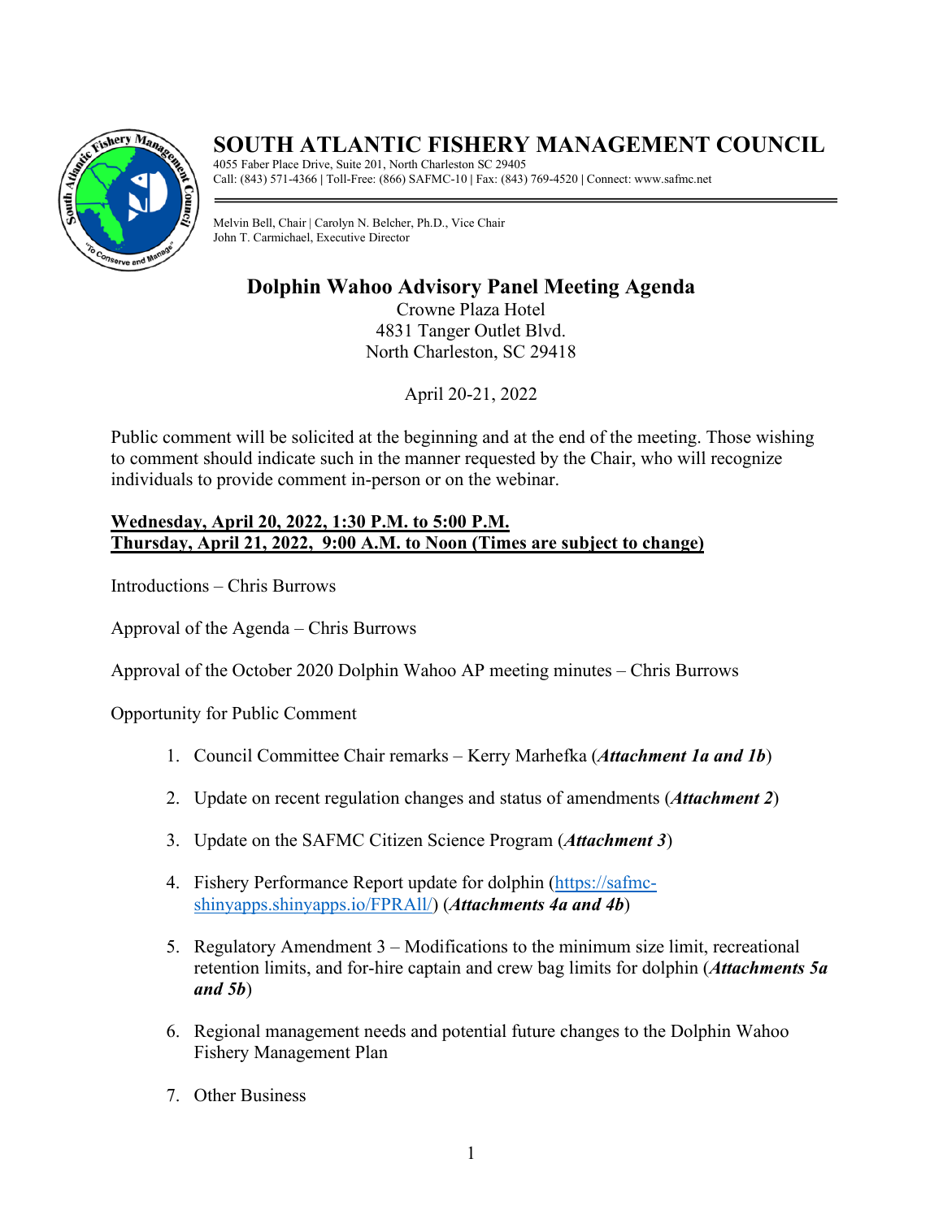# SOUTH ATLANTIC FISHERY MANAGEMENT COUNCIL

4055 Faber Place Drive, Suite 201, North Charleston SC 29405
Call: (843) 571-4366 | Toll-Free: (866) SAFMC-10 | Fax: (843) 769-4520 | Connect: www.safmc.net

Melvin Bell, Chair | Carolyn N. Belcher, Ph.D., Vice Chair
John T. Carmichael, Executive Director

## Dolphin Wahoo Advisory Panel Meeting Agenda

Crowne Plaza Hotel
4831 Tanger Outlet Blvd.
North Charleston, SC 29418

April 20-21, 2022

Public comment will be solicited at the beginning and at the end of the meeting. Those wishing to comment should indicate such in the manner requested by the Chair, who will recognize individuals to provide comment in-person or on the webinar.

**Wednesday, April 20, 2022, 1:30 P.M. to 5:00 P.M.**
**Thursday, April 21, 2022, 9:00 A.M. to Noon (Times are subject to change)**

Introductions – Chris Burrows

Approval of the Agenda – Chris Burrows

Approval of the October 2020 Dolphin Wahoo AP meeting minutes – Chris Burrows

Opportunity for Public Comment

1. Council Committee Chair remarks – Kerry Marhefka (***Attachment 1a and 1b***)
2. Update on recent regulation changes and status of amendments (***Attachment 2***)
3. Update on the SAFMC Citizen Science Program (***Attachment 3***)
4. Fishery Performance Report update for dolphin (https://safmc-shinyapps.shinyapps.io/FPRAll/) (***Attachments 4a and 4b***)
5. Regulatory Amendment 3 – Modifications to the minimum size limit, recreational retention limits, and for-hire captain and crew bag limits for dolphin (***Attachments 5a and 5b***)
6. Regional management needs and potential future changes to the Dolphin Wahoo Fishery Management Plan
7. Other Business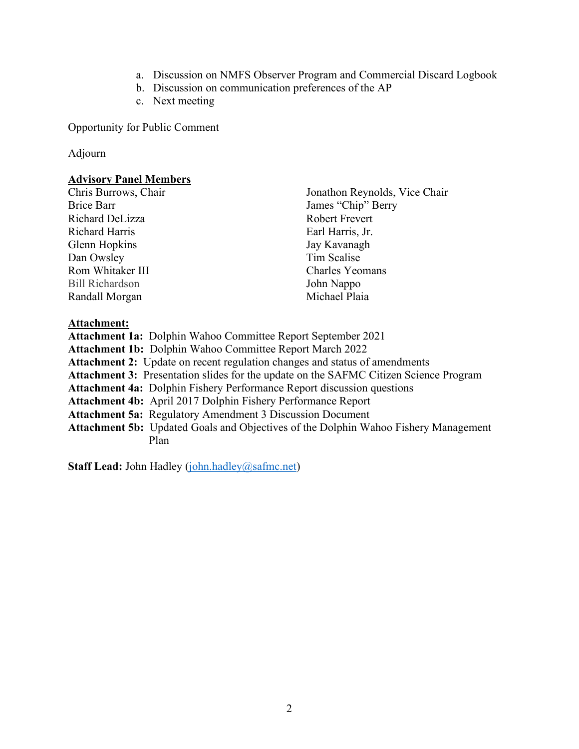a. Discussion on NMFS Observer Program and Commercial Discard Logbook
b. Discussion on communication preferences of the AP
c. Next meeting

Opportunity for Public Comment

Adjourn

**Advisory Panel Members**

Chris Burrows, Chair
Brice Barr
Richard DeLizza
Richard Harris
Glenn Hopkins
Dan Owsley
Rom Whitaker III
Bill Richardson
Randall Morgan
Jonathon Reynolds, Vice Chair
James "Chip" Berry
Robert Frevert
Earl Harris, Jr.
Jay Kavanagh
Tim Scalise
Charles Yeomans
John Nappo
Michael Plaia

**Attachment:**

**Attachment 1a:** Dolphin Wahoo Committee Report September 2021
**Attachment 1b:** Dolphin Wahoo Committee Report March 2022
**Attachment 2:** Update on recent regulation changes and status of amendments
**Attachment 3:** Presentation slides for the update on the SAFMC Citizen Science Program
**Attachment 4a:** Dolphin Fishery Performance Report discussion questions
**Attachment 4b:** April 2017 Dolphin Fishery Performance Report
**Attachment 5a:** Regulatory Amendment 3 Discussion Document
**Attachment 5b:** Updated Goals and Objectives of the Dolphin Wahoo Fishery Management Plan

**Staff Lead:** John Hadley (john.hadley@safmc.net)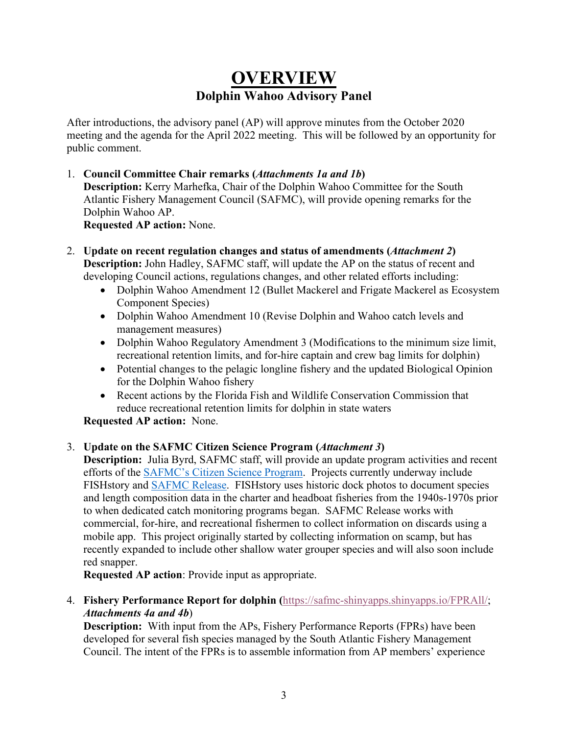# OVERVIEW

## Dolphin Wahoo Advisory Panel

After introductions, the advisory panel (AP) will approve minutes from the October 2020 meeting and the agenda for the April 2022 meeting. This will be followed by an opportunity for public comment.

1. **Council Committee Chair remarks (*Attachments 1a and 1b*)**
   **Description:** Kerry Marhefka, Chair of the Dolphin Wahoo Committee for the South Atlantic Fishery Management Council (SAFMC), will provide opening remarks for the Dolphin Wahoo AP.
   **Requested AP action:** None.

2. **Update on recent regulation changes and status of amendments (*Attachment 2*)**
   **Description:** John Hadley, SAFMC staff, will update the AP on the status of recent and developing Council actions, regulations changes, and other related efforts including:
   - Dolphin Wahoo Amendment 12 (Bullet Mackerel and Frigate Mackerel as Ecosystem Component Species)
   - Dolphin Wahoo Amendment 10 (Revise Dolphin and Wahoo catch levels and management measures)
   - Dolphin Wahoo Regulatory Amendment 3 (Modifications to the minimum size limit, recreational retention limits, and for-hire captain and crew bag limits for dolphin)
   - Potential changes to the pelagic longline fishery and the updated Biological Opinion for the Dolphin Wahoo fishery
   - Recent actions by the Florida Fish and Wildlife Conservation Commission that reduce recreational retention limits for dolphin in state waters

   **Requested AP action:** None.

3. **Update on the SAFMC Citizen Science Program (*Attachment 3*)**
   **Description:** Julia Byrd, SAFMC staff, will provide an update program activities and recent efforts of the SAFMC's Citizen Science Program. Projects currently underway include FISHstory and SAFMC Release. FISHstory uses historic dock photos to document species and length composition data in the charter and headboat fisheries from the 1940s-1970s prior to when dedicated catch monitoring programs began. SAFMC Release works with commercial, for-hire, and recreational fishermen to collect information on discards using a mobile app. This project originally started by collecting information on scamp, but has recently expanded to include other shallow water grouper species and will also soon include red snapper.
   **Requested AP action**: Provide input as appropriate.

4. **Fishery Performance Report for dolphin (**https://safmc-shinyapps.shinyapps.io/FPRAll/; ***Attachments 4a and 4b***)
   **Description:** With input from the APs, Fishery Performance Reports (FPRs) have been developed for several fish species managed by the South Atlantic Fishery Management Council. The intent of the FPRs is to assemble information from AP members' experience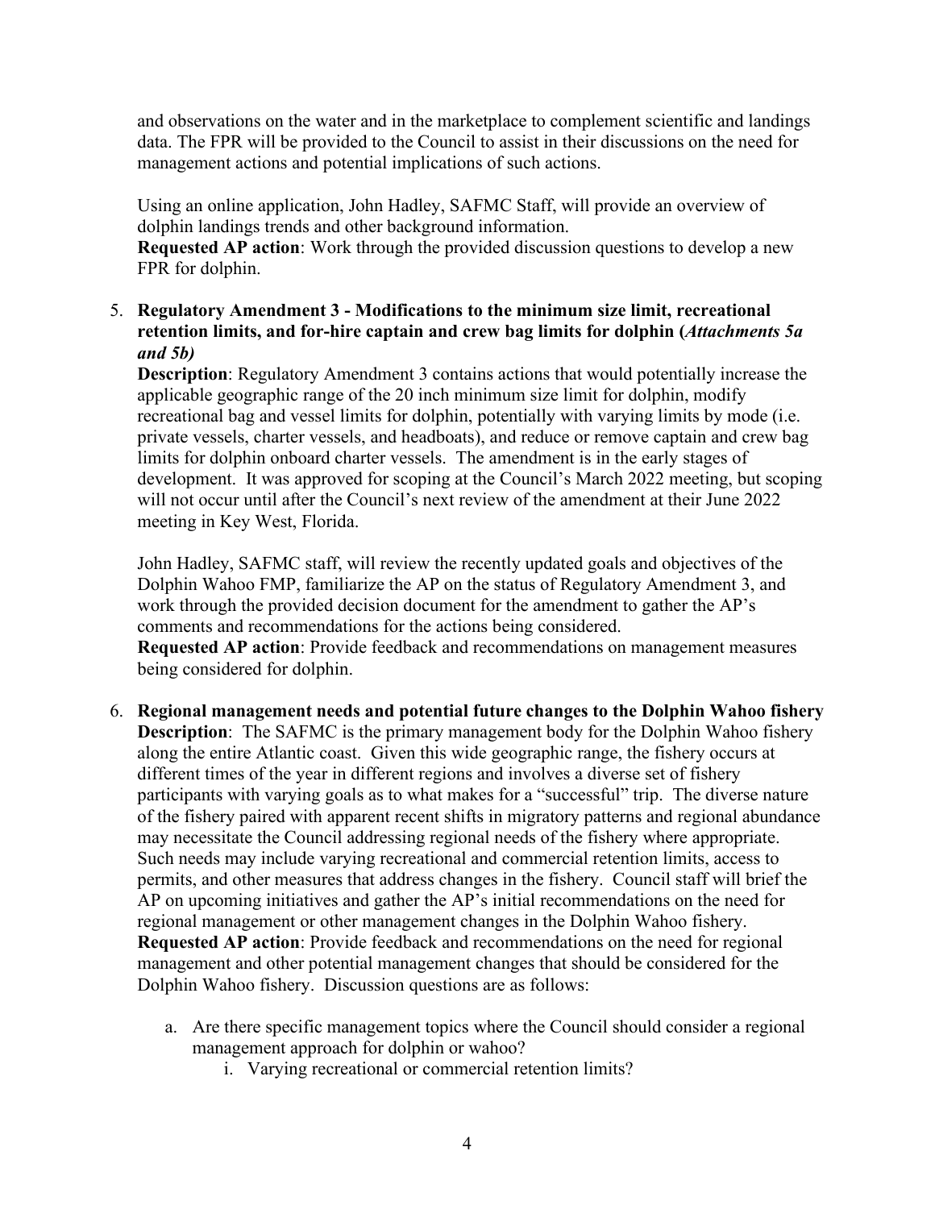and observations on the water and in the marketplace to complement scientific and landings data. The FPR will be provided to the Council to assist in their discussions on the need for management actions and potential implications of such actions.

Using an online application, John Hadley, SAFMC Staff, will provide an overview of dolphin landings trends and other background information.
**Requested AP action**: Work through the provided discussion questions to develop a new FPR for dolphin.

5. **Regulatory Amendment 3 - Modifications to the minimum size limit, recreational retention limits, and for-hire captain and crew bag limits for dolphin (*Attachments 5a and 5b)***
   **Description**: Regulatory Amendment 3 contains actions that would potentially increase the applicable geographic range of the 20 inch minimum size limit for dolphin, modify recreational bag and vessel limits for dolphin, potentially with varying limits by mode (i.e. private vessels, charter vessels, and headboats), and reduce or remove captain and crew bag limits for dolphin onboard charter vessels. The amendment is in the early stages of development. It was approved for scoping at the Council's March 2022 meeting, but scoping will not occur until after the Council's next review of the amendment at their June 2022 meeting in Key West, Florida.

   John Hadley, SAFMC staff, will review the recently updated goals and objectives of the Dolphin Wahoo FMP, familiarize the AP on the status of Regulatory Amendment 3, and work through the provided decision document for the amendment to gather the AP's comments and recommendations for the actions being considered.
   **Requested AP action**: Provide feedback and recommendations on management measures being considered for dolphin.

6. **Regional management needs and potential future changes to the Dolphin Wahoo fishery**
   **Description**: The SAFMC is the primary management body for the Dolphin Wahoo fishery along the entire Atlantic coast. Given this wide geographic range, the fishery occurs at different times of the year in different regions and involves a diverse set of fishery participants with varying goals as to what makes for a "successful" trip. The diverse nature of the fishery paired with apparent recent shifts in migratory patterns and regional abundance may necessitate the Council addressing regional needs of the fishery where appropriate. Such needs may include varying recreational and commercial retention limits, access to permits, and other measures that address changes in the fishery. Council staff will brief the AP on upcoming initiatives and gather the AP's initial recommendations on the need for regional management or other management changes in the Dolphin Wahoo fishery.
   **Requested AP action**: Provide feedback and recommendations on the need for regional management and other potential management changes that should be considered for the Dolphin Wahoo fishery. Discussion questions are as follows:

   a. Are there specific management topics where the Council should consider a regional management approach for dolphin or wahoo?
      i. Varying recreational or commercial retention limits?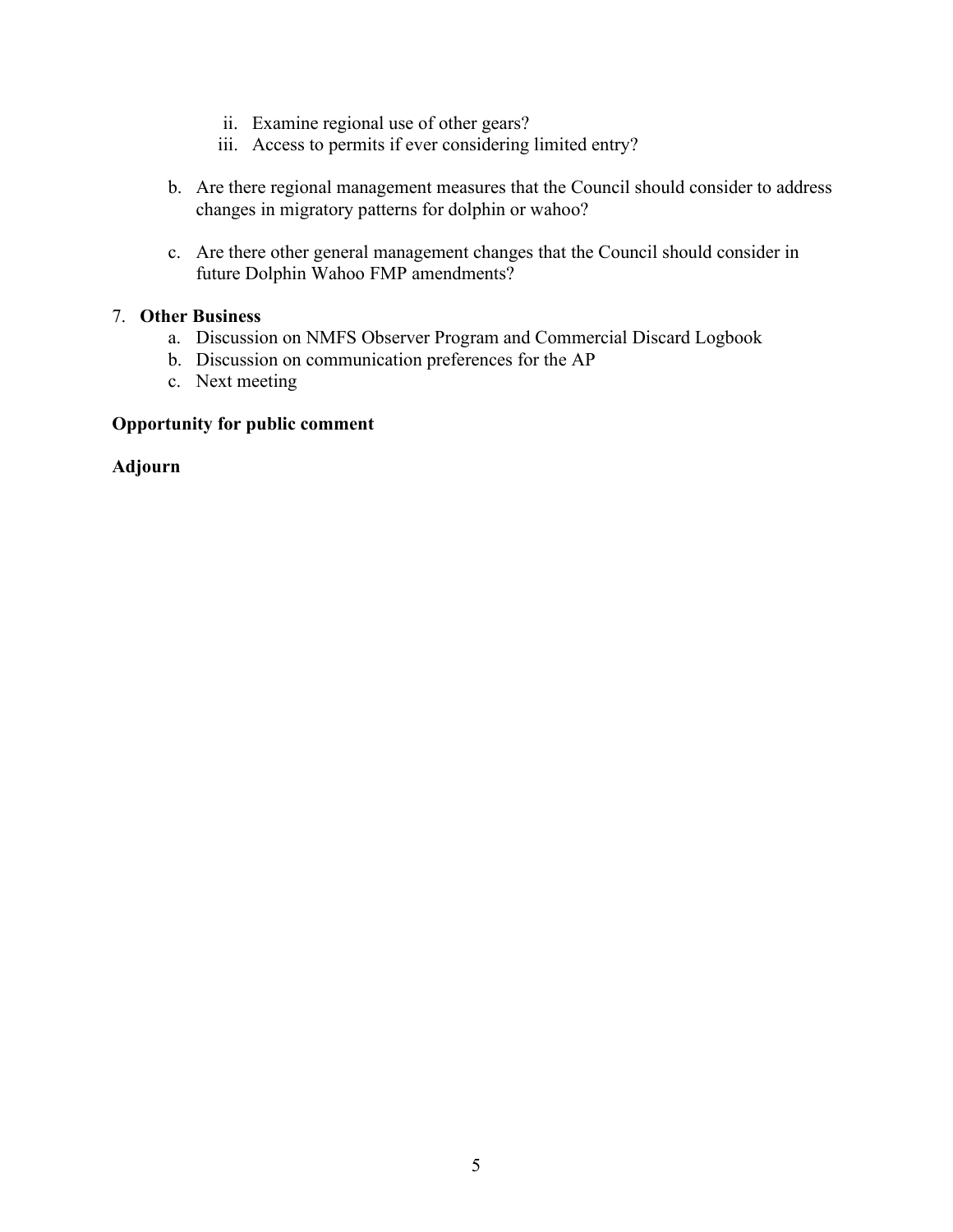ii. Examine regional use of other gears?
   iii. Access to permits if ever considering limited entry?

b. Are there regional management measures that the Council should consider to address changes in migratory patterns for dolphin or wahoo?

c. Are there other general management changes that the Council should consider in future Dolphin Wahoo FMP amendments?

7. **Other Business**
   a. Discussion on NMFS Observer Program and Commercial Discard Logbook
   b. Discussion on communication preferences for the AP
   c. Next meeting

**Opportunity for public comment**

**Adjourn**